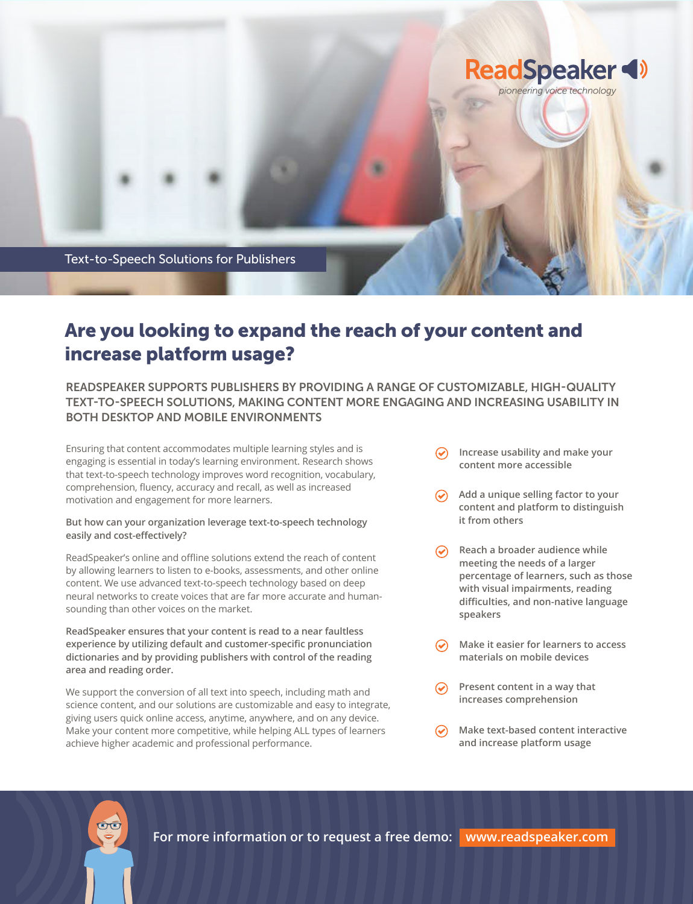ReadSpeaker

*pioneering voice technology*

Text-to-Speech Solutions for Publishers

# Are you looking to expand the reach of your content and increase platform usage?

## READSPEAKER SUPPORTS PUBLISHERS BY PROVIDING A RANGE OF CUSTOMIZABLE, HIGH-QUALITY TEXT-TO-SPEECH SOLUTIONS, MAKING CONTENT MORE ENGAGING AND INCREASING USABILITY IN BOTH DESKTOP AND MOBILE ENVIRONMENTS

Ensuring that content accommodates multiple learning styles and is engaging is essential in today's learning environment. Research shows that text-to-speech technology improves word recognition, vocabulary, comprehension, fluency, accuracy and recall, as well as increased motivation and engagement for more learners.

**But how can your organization leverage text-to-speech technology easily and cost-effectively?**

ReadSpeaker's online and offline solutions extend the reach of content by allowing learners to listen to e-books, assessments, and other online content. We use advanced text-to-speech technology based on deep neural networks to create voices that are far more accurate and human-sounding than other voices on the market.

**ReadSpeaker ensures that your content is read to a near faultless experience by utilizing default and customer-specific pronunciation dictionaries and by providing publishers with control of the reading area and reading order.**

We support the conversion of all text into speech, including math and science content, and our solutions are customizable and easy to integrate, giving users quick online access, anytime, anywhere, and on any device. Make your content more competitive, while helping ALL types of learners achieve higher academic and professional performance.

- Increase usability and make your content more accessible
- Add a unique selling factor to your content and platform to distinguish it from others
- Reach a broader audience while meeting the needs of a larger percentage of learners, such as those with visual impairments, reading difficulties, and non-native language speakers
- Make it easier for learners to access materials on mobile devices
- Present content in a way that increases comprehension
- Make text-based content interactive and increase platform usage

For more information or to request a free demo: **www.readspeaker.com**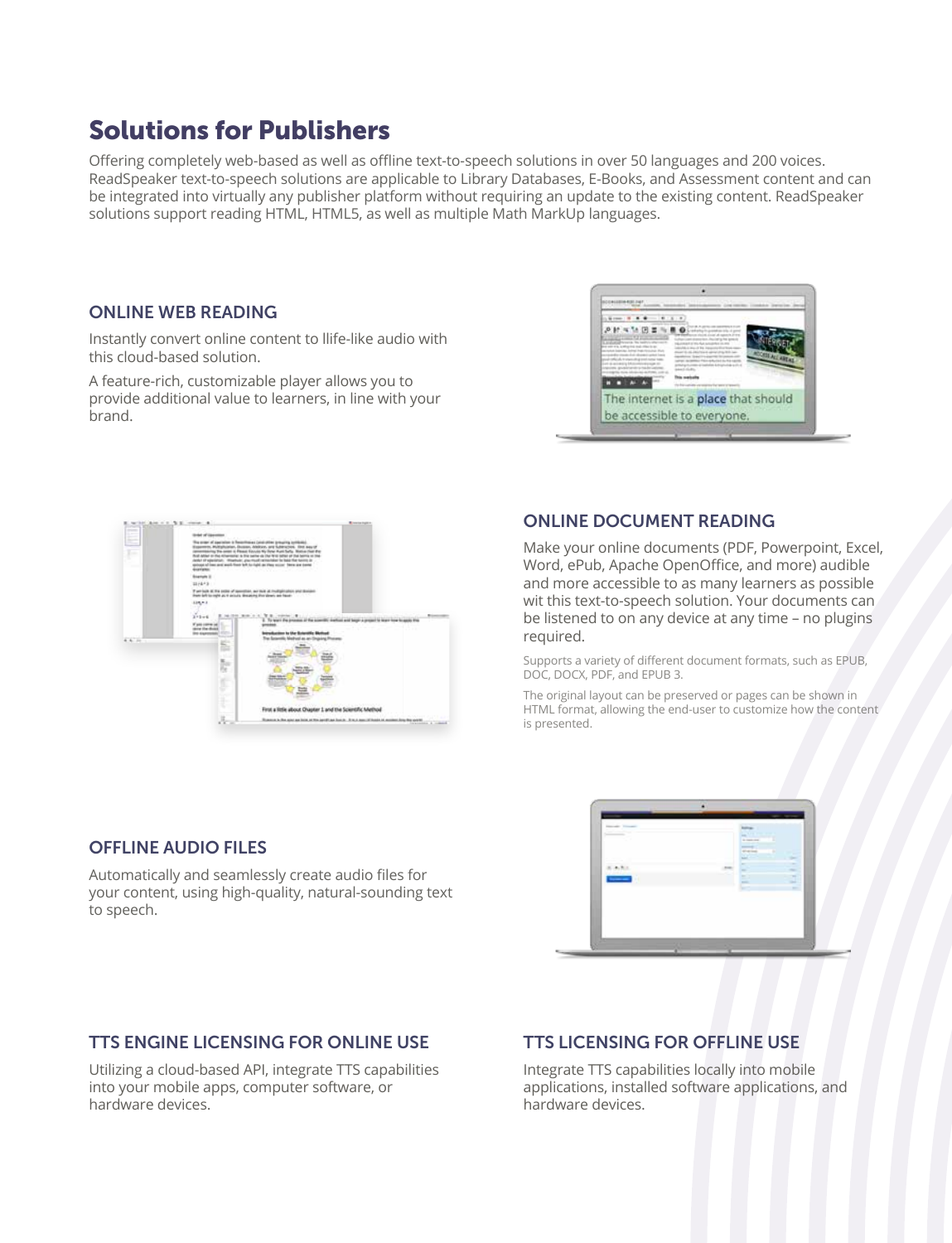# Solutions for Publishers

Offering completely web-based as well as offline text-to-speech solutions in over 50 languages and 200 voices. ReadSpeaker text-to-speech solutions are applicable to Library Databases, E-Books, and Assessment content and can be integrated into virtually any publisher platform without requiring an update to the existing content. ReadSpeaker solutions support reading HTML, HTML5, as well as multiple Math MarkUp languages.

## ONLINE WEB READING

Instantly convert online content to llife-like audio with this cloud-based solution.

A feature-rich, customizable player allows you to provide additional value to learners, in line with your brand.

## ONLINE DOCUMENT READING

Make your online documents (PDF, Powerpoint, Excel, Word, ePub, Apache OpenOffice, and more) audible and more accessible to as many learners as possible wit this text-to-speech solution. Your documents can be listened to on any device at any time – no plugins required.

Supports a variety of different document formats, such as EPUB, DOC, DOCX, PDF, and EPUB 3.

The original layout can be preserved or pages can be shown in HTML format, allowing the end-user to customize how the content is presented.

## OFFLINE AUDIO FILES

Automatically and seamlessly create audio files for your content, using high-quality, natural-sounding text to speech.

## TTS ENGINE LICENSING FOR ONLINE USE

Utilizing a cloud-based API, integrate TTS capabilities into your mobile apps, computer software, or hardware devices.

## TTS LICENSING FOR OFFLINE USE

Integrate TTS capabilities locally into mobile applications, installed software applications, and hardware devices.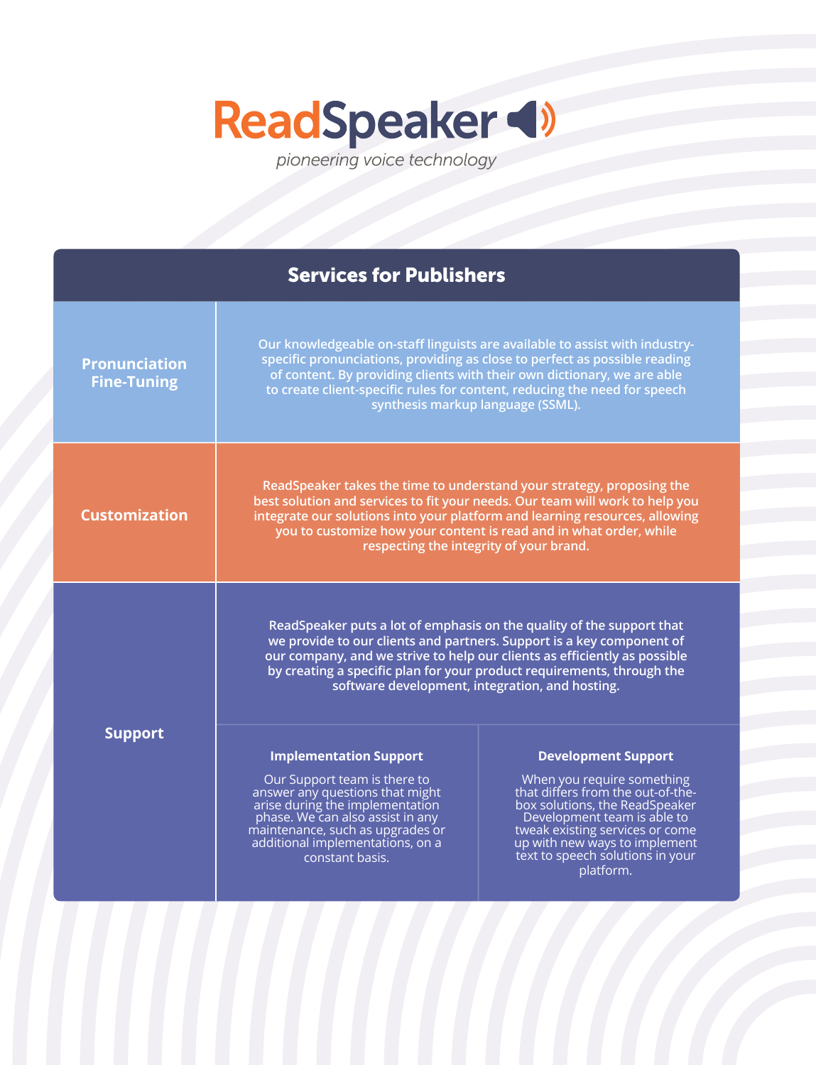ReadSpeaker

*pioneering voice technology*

## Services for Publishers

| Service | Description |
|---|---|
| **Pronunciation Fine-Tuning** | Our knowledgeable on-staff linguists are available to assist with industry-specific pronunciations, providing as close to perfect as possible reading of content. By providing clients with their own dictionary, we are able to create client-specific rules for content, reducing the need for speech synthesis markup language (SSML). |
| **Customization** | ReadSpeaker takes the time to understand your strategy, proposing the best solution and services to fit your needs. Our team will work to help you integrate our solutions into your platform and learning resources, allowing you to customize how your content is read and in what order, while respecting the integrity of your brand. |
| **Support** | ReadSpeaker puts a lot of emphasis on the quality of the support that we provide to our clients and partners. Support is a key component of our company, and we strive to help our clients as efficiently as possible by creating a specific plan for your product requirements, through the software development, integration, and hosting. |

### Implementation Support

Our Support team is there to answer any questions that might arise during the implementation phase. We can also assist in any maintenance, such as upgrades or additional implementations, on a constant basis.

### Development Support

When you require something that differs from the out-of-the-box solutions, the ReadSpeaker Development team is able to tweak existing services or come up with new ways to implement text to speech solutions in your platform.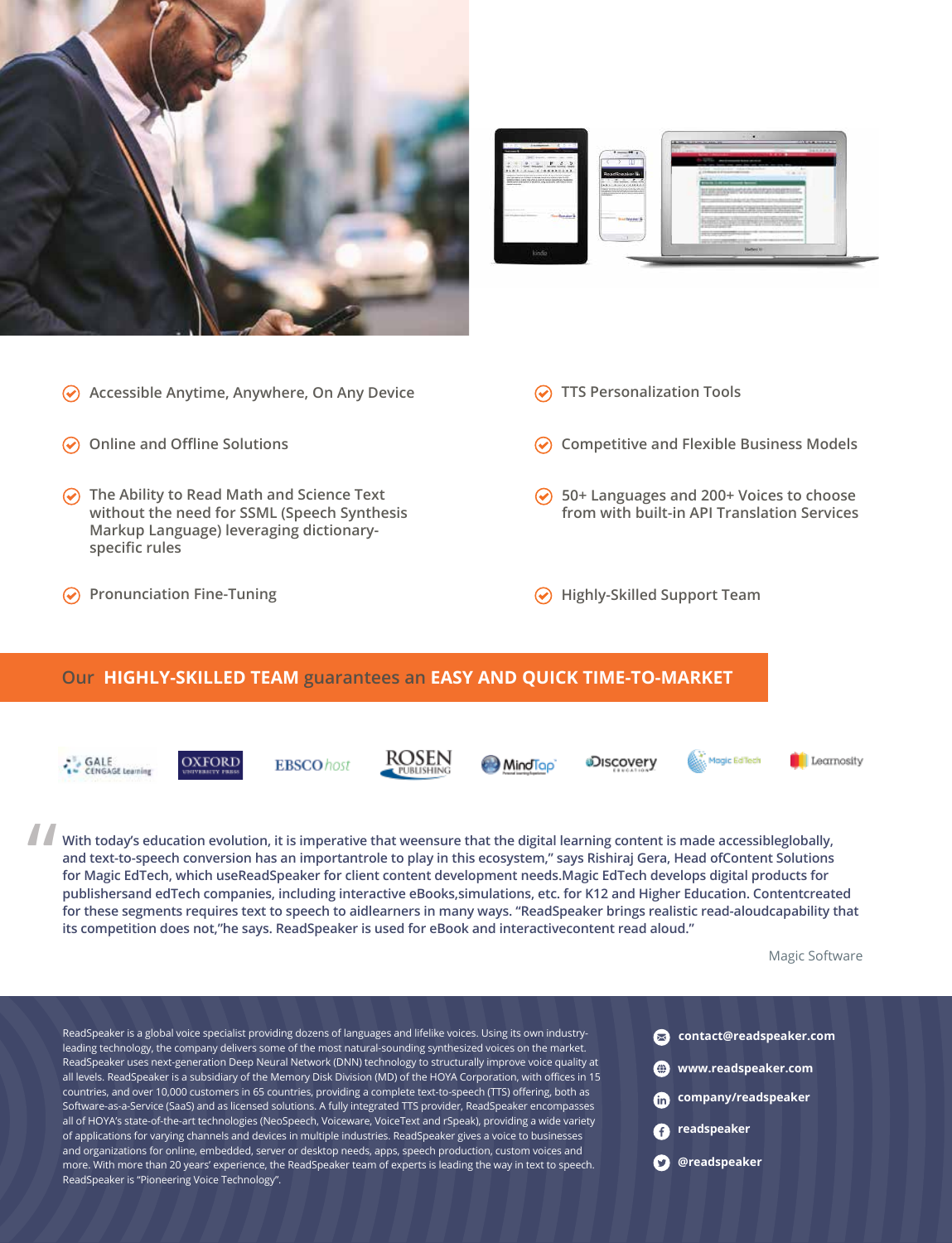- Accessible Anytime, Anywhere, On Any Device
- Online and Offline Solutions
- The Ability to Read Math and Science Text without the need for SSML (Speech Synthesis Markup Language) leveraging dictionary-specific rules
- Pronunciation Fine-Tuning
- TTS Personalization Tools
- Competitive and Flexible Business Models
- 50+ Languages and 200+ Voices to choose from with built-in API Translation Services
- Highly-Skilled Support Team

## Our **HIGHLY-SKILLED TEAM** guarantees an **EASY AND QUICK TIME-TO-MARKET**

GALE CENGAGE Learning | OXFORD UNIVERSITY PRESS | EBSCOhost | ROSEN PUBLISHING | MindTap | Discovery EDUCATION | Magic EdTech | Learnosity

> With today's education evolution, it is imperative that weensure that the digital learning content is made accessibleglobally, and text-to-speech conversion has an importantrole to play in this ecosystem," says Rishiraj Gera, Head ofContent Solutions for Magic EdTech, which useReadSpeaker for client content development needs.Magic EdTech develops digital products for publishersand edTech companies, including interactive eBooks,simulations, etc. for K12 and Higher Education. Contentcreated for these segments requires text to speech to aidlearners in many ways. "ReadSpeaker brings realistic read-aloudcapability that its competition does not,"he says. ReadSpeaker is used for eBook and interactivecontent read aloud."

Magic Software

ReadSpeaker is a global voice specialist providing dozens of languages and lifelike voices. Using its own industry-leading technology, the company delivers some of the most natural-sounding synthesized voices on the market. ReadSpeaker uses next-generation Deep Neural Network (DNN) technology to structurally improve voice quality at all levels. ReadSpeaker is a subsidiary of the Memory Disk Division (MD) of the HOYA Corporation, with offices in 15 countries, and over 10,000 customers in 65 countries, providing a complete text-to-speech (TTS) offering, both as Software-as-a-Service (SaaS) and as licensed solutions. A fully integrated TTS provider, ReadSpeaker encompasses all of HOYA's state-of-the-art technologies (NeoSpeech, Voiceware, VoiceText and rSpeak), providing a wide variety of applications for varying channels and devices in multiple industries. ReadSpeaker gives a voice to businesses and organizations for online, embedded, server or desktop needs, apps, speech production, custom voices and more. With more than 20 years' experience, the ReadSpeaker team of experts is leading the way in text to speech. ReadSpeaker is "Pioneering Voice Technology".

**contact@readspeaker.com**

**www.readspeaker.com**

**company/readspeaker**

**readspeaker**

**@readspeaker**